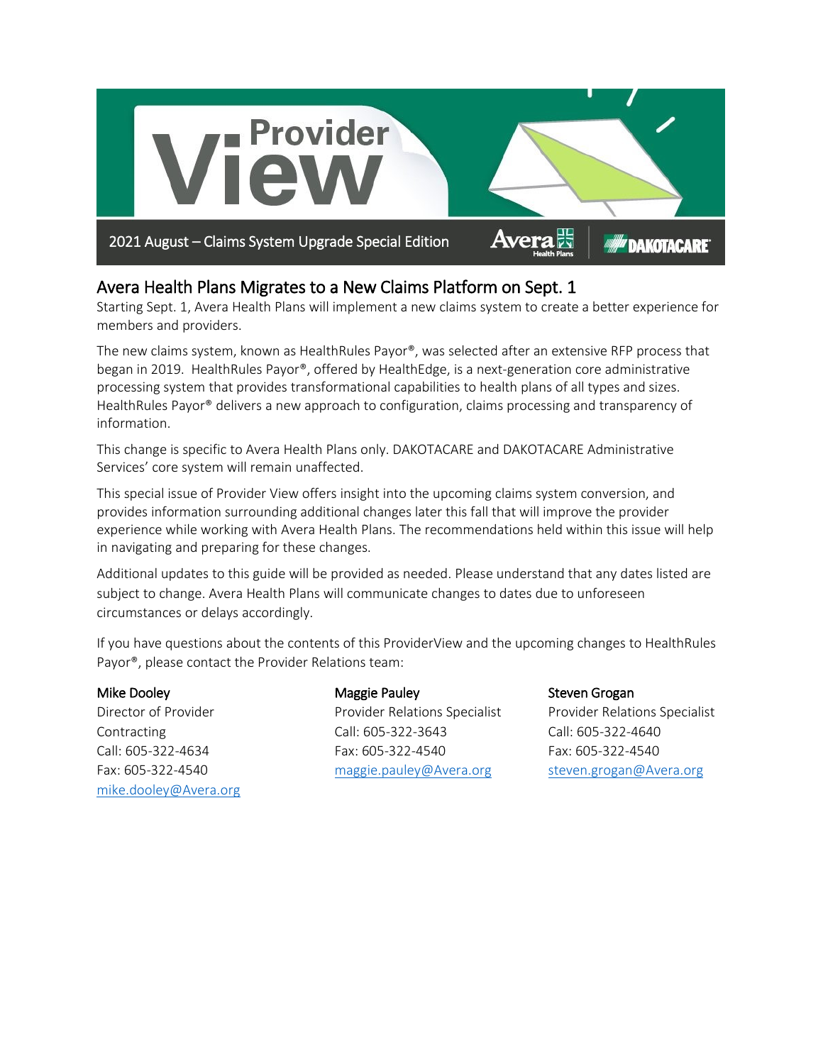# Provider View

2021 August – Claims System Upgrade Special Edition

## Avera Health Plans Migrates to a New Claims Platform on Sept. 1

Starting Sept. 1, Avera Health Plans will implement a new claims system to create a better experience for members and providers.

The new claims system, known as HealthRules Payor®, was selected after an extensive RFP process that began in 2019. HealthRules Payor®, offered by HealthEdge, is a next-generation core administrative processing system that provides transformational capabilities to health plans of all types and sizes. HealthRules Payor® delivers a new approach to configuration, claims processing and transparency of information.

This change is specific to Avera Health Plans only. DAKOTACARE and DAKOTACARE Administrative Services' core system will remain unaffected.

This special issue of Provider View offers insight into the upcoming claims system conversion, and provides information surrounding additional changes later this fall that will improve the provider experience while working with Avera Health Plans. The recommendations held within this issue will help in navigating and preparing for these changes.

Additional updates to this guide will be provided as needed. Please understand that any dates listed are subject to change. Avera Health Plans will communicate changes to dates due to unforeseen circumstances or delays accordingly.

If you have questions about the contents of this ProviderView and the upcoming changes to HealthRules Payor®, please contact the Provider Relations team:

**Mike Dooley**
Director of Provider Contracting
Call: 605-322-4634
Fax: 605-322-4540
mike.dooley@Avera.org

**Maggie Pauley**
Provider Relations Specialist
Call: 605-322-3643
Fax: 605-322-4540
maggie.pauley@Avera.org

**Steven Grogan**
Provider Relations Specialist
Call: 605-322-4640
Fax: 605-322-4540
steven.grogan@Avera.org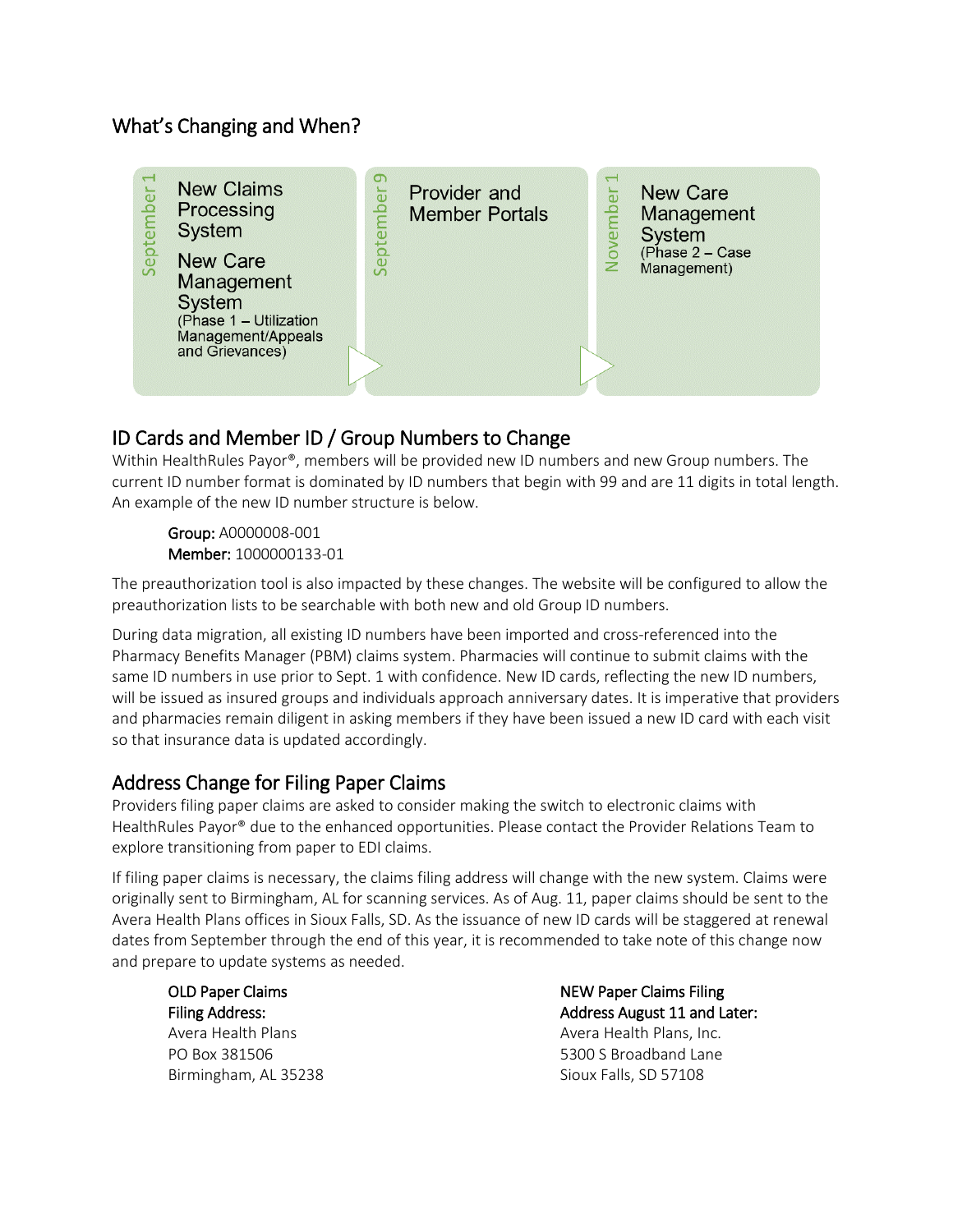## What's Changing and When?

**September 1**

- New Claims Processing System
- New Care Management System (Phase 1 – Utilization Management/Appeals and Grievances)

**September 9**

- Provider and Member Portals

**November 1**

- New Care Management System (Phase 2 – Case Management)

## ID Cards and Member ID / Group Numbers to Change

Within HealthRules Payor®, members will be provided new ID numbers and new Group numbers. The current ID number format is dominated by ID numbers that begin with 99 and are 11 digits in total length. An example of the new ID number structure is below.

> **Group:** A0000008-001
> **Member:** 1000000133-01

The preauthorization tool is also impacted by these changes. The website will be configured to allow the preauthorization lists to be searchable with both new and old Group ID numbers.

During data migration, all existing ID numbers have been imported and cross-referenced into the Pharmacy Benefits Manager (PBM) claims system. Pharmacies will continue to submit claims with the same ID numbers in use prior to Sept. 1 with confidence. New ID cards, reflecting the new ID numbers, will be issued as insured groups and individuals approach anniversary dates. It is imperative that providers and pharmacies remain diligent in asking members if they have been issued a new ID card with each visit so that insurance data is updated accordingly.

## Address Change for Filing Paper Claims

Providers filing paper claims are asked to consider making the switch to electronic claims with HealthRules Payor® due to the enhanced opportunities. Please contact the Provider Relations Team to explore transitioning from paper to EDI claims.

If filing paper claims is necessary, the claims filing address will change with the new system. Claims were originally sent to Birmingham, AL for scanning services. As of Aug. 11, paper claims should be sent to the Avera Health Plans offices in Sioux Falls, SD. As the issuance of new ID cards will be staggered at renewal dates from September through the end of this year, it is recommended to take note of this change now and prepare to update systems as needed.

**OLD Paper Claims Filing Address:**
Avera Health Plans
PO Box 381506
Birmingham, AL 35238

**NEW Paper Claims Filing Address August 11 and Later:**
Avera Health Plans, Inc.
5300 S Broadband Lane
Sioux Falls, SD 57108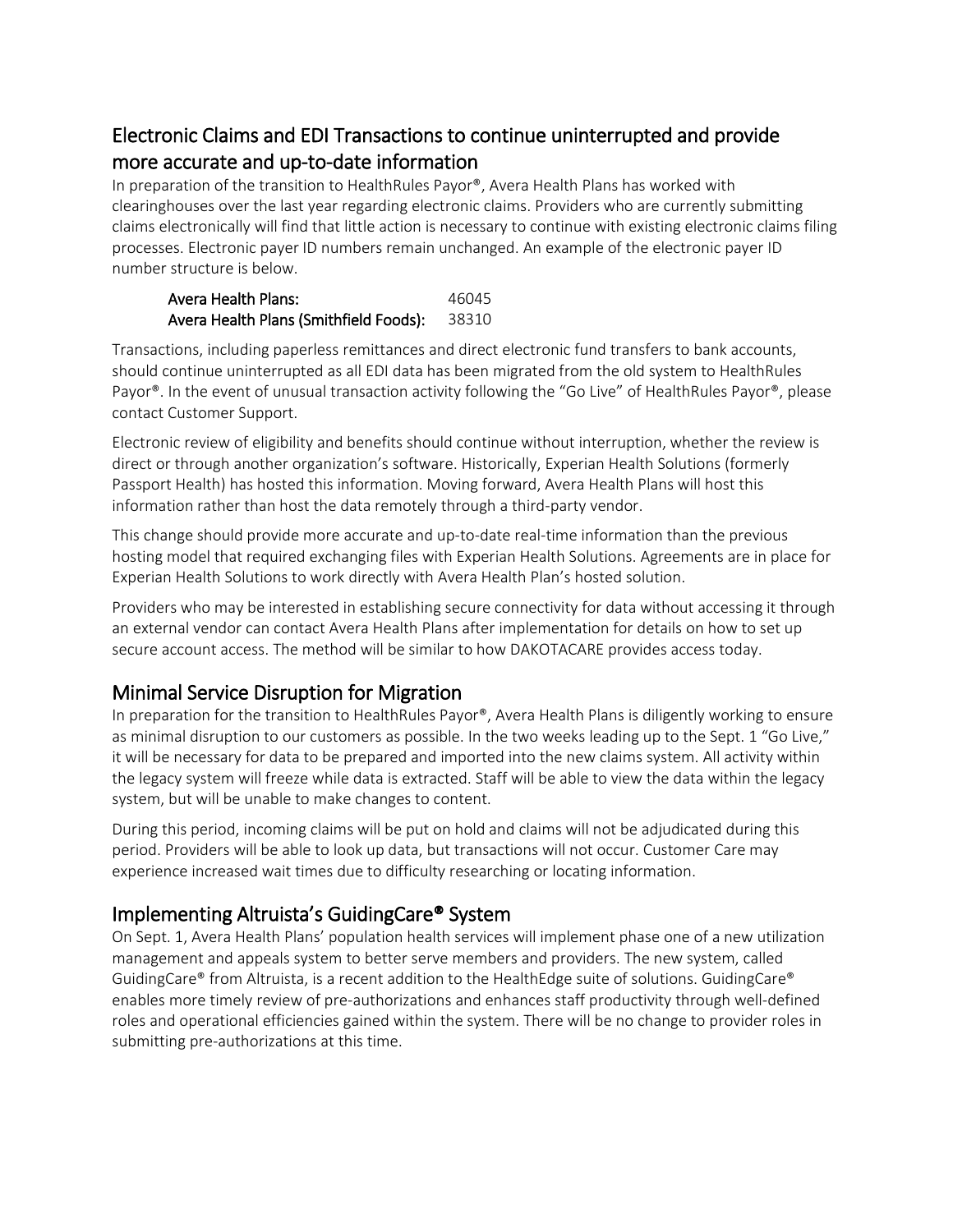## Electronic Claims and EDI Transactions to continue uninterrupted and provide more accurate and up-to-date information

In preparation of the transition to HealthRules Payor®, Avera Health Plans has worked with clearinghouses over the last year regarding electronic claims. Providers who are currently submitting claims electronically will find that little action is necessary to continue with existing electronic claims filing processes. Electronic payer ID numbers remain unchanged. An example of the electronic payer ID number structure is below.

| | |
|---|---|
| **Avera Health Plans:** | 46045 |
| **Avera Health Plans (Smithfield Foods):** | 38310 |

Transactions, including paperless remittances and direct electronic fund transfers to bank accounts, should continue uninterrupted as all EDI data has been migrated from the old system to HealthRules Payor®. In the event of unusual transaction activity following the "Go Live" of HealthRules Payor®, please contact Customer Support.

Electronic review of eligibility and benefits should continue without interruption, whether the review is direct or through another organization's software. Historically, Experian Health Solutions (formerly Passport Health) has hosted this information. Moving forward, Avera Health Plans will host this information rather than host the data remotely through a third-party vendor.

This change should provide more accurate and up-to-date real-time information than the previous hosting model that required exchanging files with Experian Health Solutions. Agreements are in place for Experian Health Solutions to work directly with Avera Health Plan's hosted solution.

Providers who may be interested in establishing secure connectivity for data without accessing it through an external vendor can contact Avera Health Plans after implementation for details on how to set up secure account access. The method will be similar to how DAKOTACARE provides access today.

## Minimal Service Disruption for Migration

In preparation for the transition to HealthRules Payor®, Avera Health Plans is diligently working to ensure as minimal disruption to our customers as possible. In the two weeks leading up to the Sept. 1 "Go Live," it will be necessary for data to be prepared and imported into the new claims system. All activity within the legacy system will freeze while data is extracted. Staff will be able to view the data within the legacy system, but will be unable to make changes to content.

During this period, incoming claims will be put on hold and claims will not be adjudicated during this period. Providers will be able to look up data, but transactions will not occur. Customer Care may experience increased wait times due to difficulty researching or locating information.

## Implementing Altruista's GuidingCare® System

On Sept. 1, Avera Health Plans' population health services will implement phase one of a new utilization management and appeals system to better serve members and providers. The new system, called GuidingCare® from Altruista, is a recent addition to the HealthEdge suite of solutions. GuidingCare® enables more timely review of pre-authorizations and enhances staff productivity through well-defined roles and operational efficiencies gained within the system. There will be no change to provider roles in submitting pre-authorizations at this time.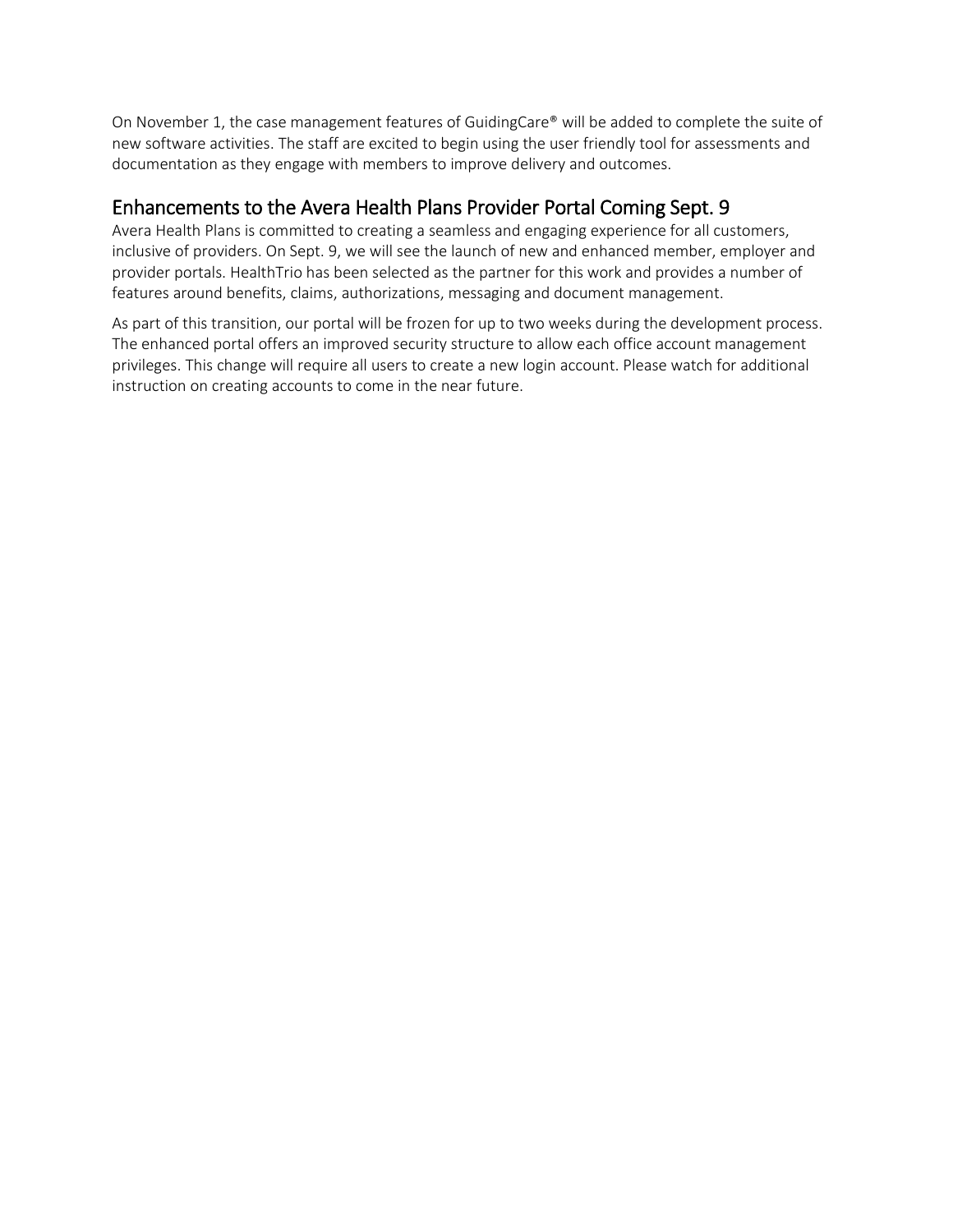On November 1, the case management features of GuidingCare® will be added to complete the suite of new software activities. The staff are excited to begin using the user friendly tool for assessments and documentation as they engage with members to improve delivery and outcomes.

## Enhancements to the Avera Health Plans Provider Portal Coming Sept. 9

Avera Health Plans is committed to creating a seamless and engaging experience for all customers, inclusive of providers. On Sept. 9, we will see the launch of new and enhanced member, employer and provider portals. HealthTrio has been selected as the partner for this work and provides a number of features around benefits, claims, authorizations, messaging and document management.

As part of this transition, our portal will be frozen for up to two weeks during the development process. The enhanced portal offers an improved security structure to allow each office account management privileges. This change will require all users to create a new login account. Please watch for additional instruction on creating accounts to come in the near future.